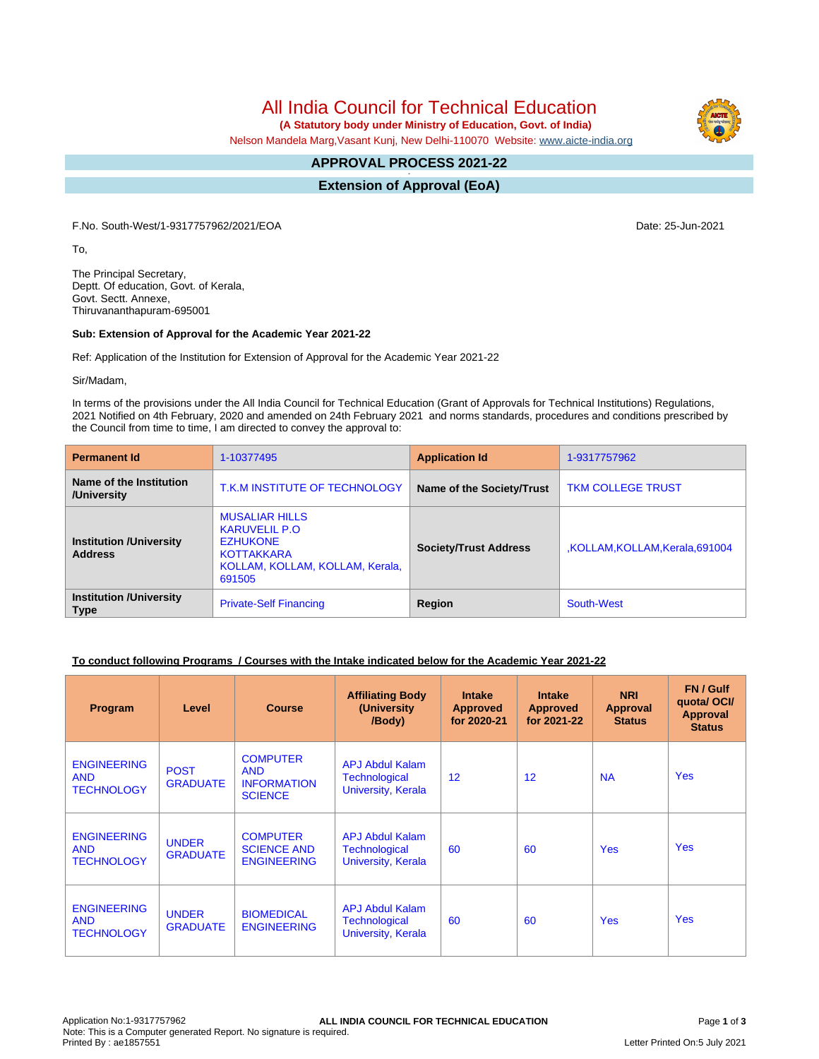# All India Council for Technical Education

**(A Statutory body under Ministry of Education, Govt. of India)**

Nelson Mandela Marg,Vasant Kunj, New Delhi-110070 Website: www.aicte-india.org

## APPROVAL PROCESS 2021-22

## Extension of Approval (EoA)

F.No. South-West/1-9317757962/2021/EOA

Date: 25-Jun-2021

To,

The Principal Secretary,
Deptt. Of education, Govt. of Kerala,
Govt. Sectt. Annexe,
Thiruvananthapuram-695001

**Sub: Extension of Approval for the Academic Year 2021-22**

Ref: Application of the Institution for Extension of Approval for the Academic Year 2021-22

Sir/Madam,

In terms of the provisions under the All India Council for Technical Education (Grant of Approvals for Technical Institutions) Regulations, 2021 Notified on 4th February, 2020 and amended on 24th February 2021 and norms standards, procedures and conditions prescribed by the Council from time to time, I am directed to convey the approval to:

| **Permanent Id** | 1-10377495 | **Application Id** | 1-9317757962 |
|---|---|---|---|
| **Name of the Institution /University** | T.K.M INSTITUTE OF TECHNOLOGY | **Name of the Society/Trust** | TKM COLLEGE TRUST |
| **Institution /University Address** | MUSALIAR HILLS KARUVELIL P.O EZHUKONE KOTTAKKARA KOLLAM, KOLLAM, KOLLAM, Kerala, 691505 | **Society/Trust Address** | ,KOLLAM,KOLLAM,Kerala,691004 |
| **Institution /University Type** | Private-Self Financing | **Region** | South-West |

**To conduct following Programs / Courses with the Intake indicated below for the Academic Year 2021-22**

| Program | Level | Course | Affiliating Body (University /Body) | Intake Approved for 2020-21 | Intake Approved for 2021-22 | NRI Approval Status | FN / Gulf quota/ OCI/ Approval Status |
|---|---|---|---|---|---|---|---|
| ENGINEERING AND TECHNOLOGY | POST GRADUATE | COMPUTER AND INFORMATION SCIENCE | APJ Abdul Kalam Technological University, Kerala | 12 | 12 | NA | Yes |
| ENGINEERING AND TECHNOLOGY | UNDER GRADUATE | COMPUTER SCIENCE AND ENGINEERING | APJ Abdul Kalam Technological University, Kerala | 60 | 60 | Yes | Yes |
| ENGINEERING AND TECHNOLOGY | UNDER GRADUATE | BIOMEDICAL ENGINEERING | APJ Abdul Kalam Technological University, Kerala | 60 | 60 | Yes | Yes |

Application No:1-9317757962
Note: This is a Computer generated Report. No signature is required.
Printed By : ae1857551

Letter Printed On:5 July 2021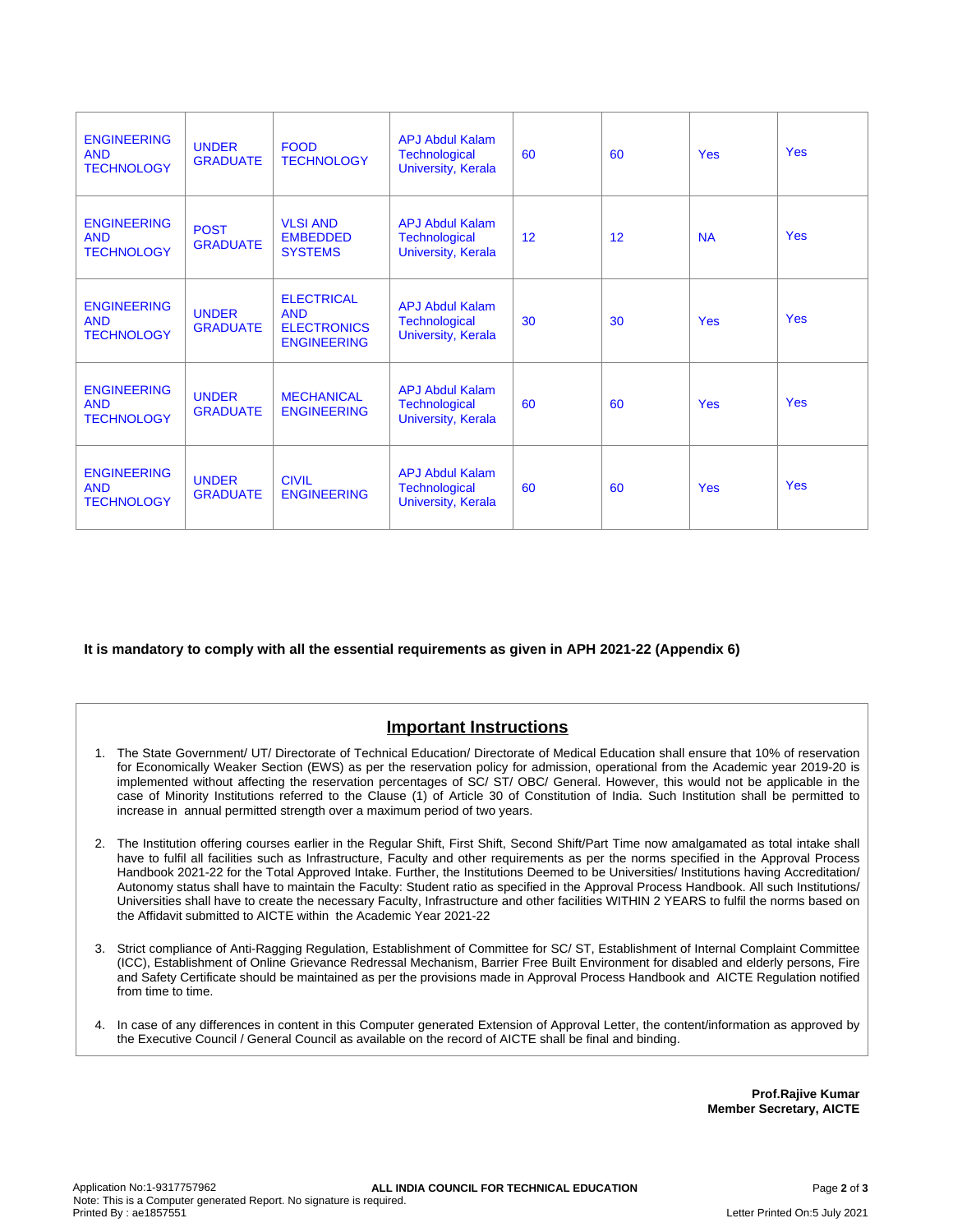| ENGINEERING AND TECHNOLOGY | UNDER GRADUATE | FOOD TECHNOLOGY | APJ Abdul Kalam Technological University, Kerala | 60 | 60 | Yes | Yes |
|---|---|---|---|---|---|---|---|
| ENGINEERING AND TECHNOLOGY | POST GRADUATE | VLSI AND EMBEDDED SYSTEMS | APJ Abdul Kalam Technological University, Kerala | 12 | 12 | NA | Yes |
| ENGINEERING AND TECHNOLOGY | UNDER GRADUATE | ELECTRICAL AND ELECTRONICS ENGINEERING | APJ Abdul Kalam Technological University, Kerala | 30 | 30 | Yes | Yes |
| ENGINEERING AND TECHNOLOGY | UNDER GRADUATE | MECHANICAL ENGINEERING | APJ Abdul Kalam Technological University, Kerala | 60 | 60 | Yes | Yes |
| ENGINEERING AND TECHNOLOGY | UNDER GRADUATE | CIVIL ENGINEERING | APJ Abdul Kalam Technological University, Kerala | 60 | 60 | Yes | Yes |

**It is mandatory to comply with all the essential requirements as given in APH 2021-22 (Appendix 6)**

## Important Instructions

1. The State Government/ UT/ Directorate of Technical Education/ Directorate of Medical Education shall ensure that 10% of reservation for Economically Weaker Section (EWS) as per the reservation policy for admission, operational from the Academic year 2019-20 is implemented without affecting the reservation percentages of SC/ ST/ OBC/ General. However, this would not be applicable in the case of Minority Institutions referred to the Clause (1) of Article 30 of Constitution of India. Such Institution shall be permitted to increase in annual permitted strength over a maximum period of two years.

2. The Institution offering courses earlier in the Regular Shift, First Shift, Second Shift/Part Time now amalgamated as total intake shall have to fulfil all facilities such as Infrastructure, Faculty and other requirements as per the norms specified in the Approval Process Handbook 2021-22 for the Total Approved Intake. Further, the Institutions Deemed to be Universities/ Institutions having Accreditation/ Autonomy status shall have to maintain the Faculty: Student ratio as specified in the Approval Process Handbook. All such Institutions/ Universities shall have to create the necessary Faculty, Infrastructure and other facilities WITHIN 2 YEARS to fulfil the norms based on the Affidavit submitted to AICTE within the Academic Year 2021-22

3. Strict compliance of Anti-Ragging Regulation, Establishment of Committee for SC/ ST, Establishment of Internal Complaint Committee (ICC), Establishment of Online Grievance Redressal Mechanism, Barrier Free Built Environment for disabled and elderly persons, Fire and Safety Certificate should be maintained as per the provisions made in Approval Process Handbook and AICTE Regulation notified from time to time.

4. In case of any differences in content in this Computer generated Extension of Approval Letter, the content/information as approved by the Executive Council / General Council as available on the record of AICTE shall be final and binding.

**Prof.Rajive Kumar**
**Member Secretary, AICTE**

Application No:1-9317757962
Note: This is a Computer generated Report. No signature is required.
Printed By : ae1857551
Letter Printed On:5 July 2021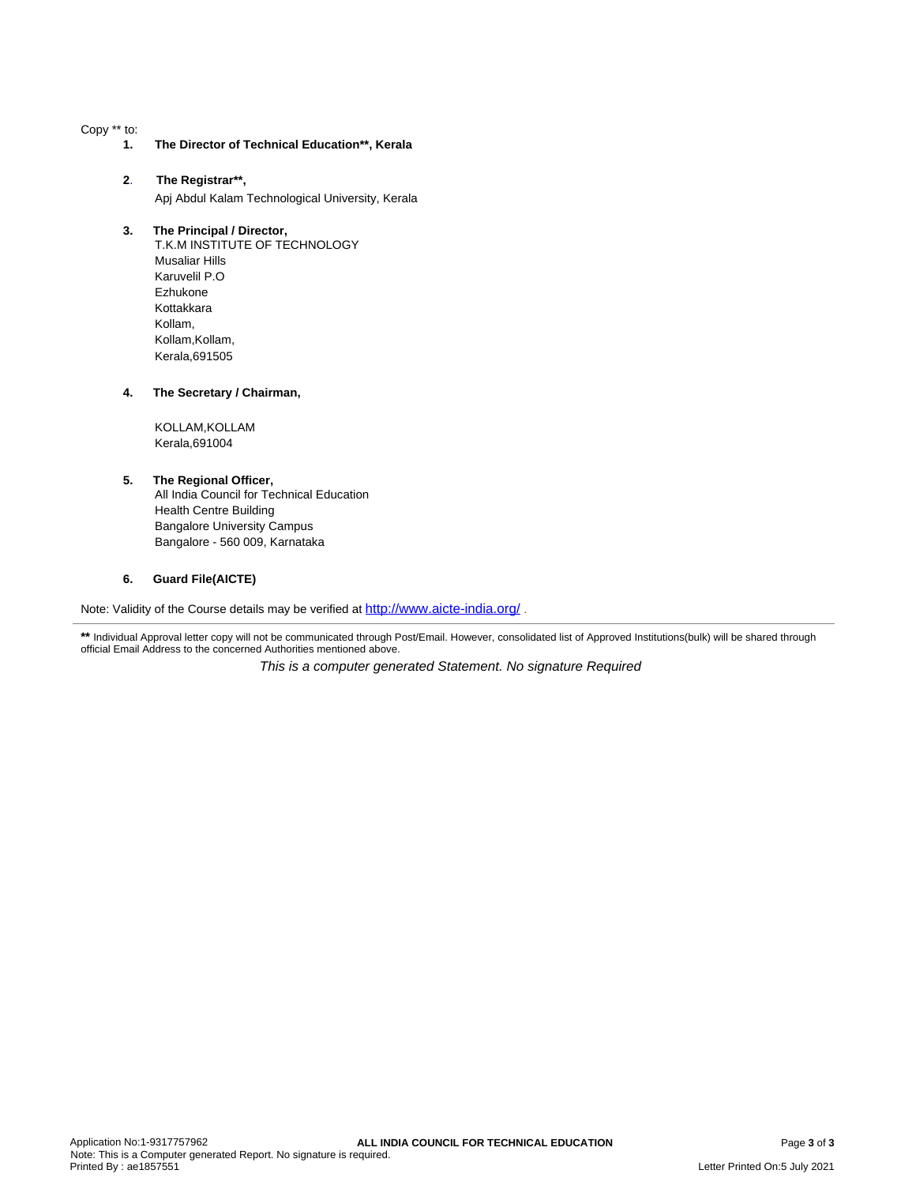Copy ** to:

1. **The Director of Technical Education**, Kerala**

2. **The Registrar**,**
   Apj Abdul Kalam Technological University, Kerala

3. **The Principal / Director,**
   T.K.M INSTITUTE OF TECHNOLOGY
   Musaliar Hills
   Karuvelil P.O
   Ezhukone
   Kottakkara
   Kollam,
   Kollam,Kollam,
   Kerala,691505

4. **The Secretary / Chairman,**

   KOLLAM,KOLLAM
   Kerala,691004

5. **The Regional Officer,**
   All India Council for Technical Education
   Health Centre Building
   Bangalore University Campus
   Bangalore - 560 009, Karnataka

6. **Guard File(AICTE)**

Note: Validity of the Course details may be verified at http://www.aicte-india.org/ .

---

**\*\*** Individual Approval letter copy will not be communicated through Post/Email. However, consolidated list of Approved Institutions(bulk) will be shared through official Email Address to the concerned Authorities mentioned above.

*This is a computer generated Statement. No signature Required*

Application No:1-9317757962
Note: This is a Computer generated Report. No signature is required.
Printed By : ae1857551

Letter Printed On:5 July 2021